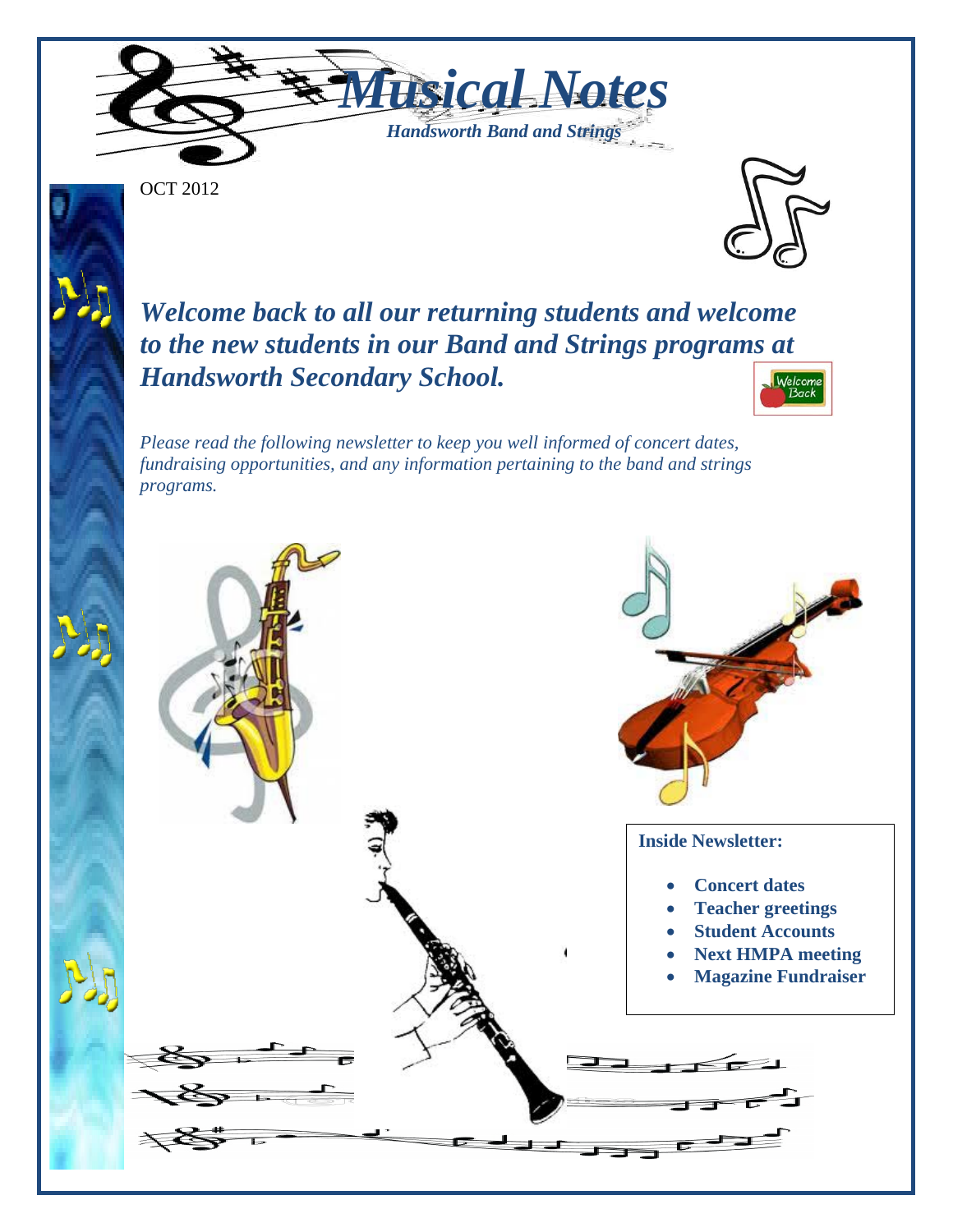# *Musical Notes*

***Handsworth Band and Strings***

OCT 2012

## *Welcome back to all our returning students and welcome to the new students in our Band and Strings programs at Handsworth Secondary School.*

*Please read the following newsletter to keep you well informed of concert dates, fundraising opportunities, and any information pertaining to the band and strings programs.*

**Inside Newsletter:**

- **Concert dates**
- **Teacher greetings**
- **Student Accounts**
- **Next HMPA meeting**
- **Magazine Fundraiser**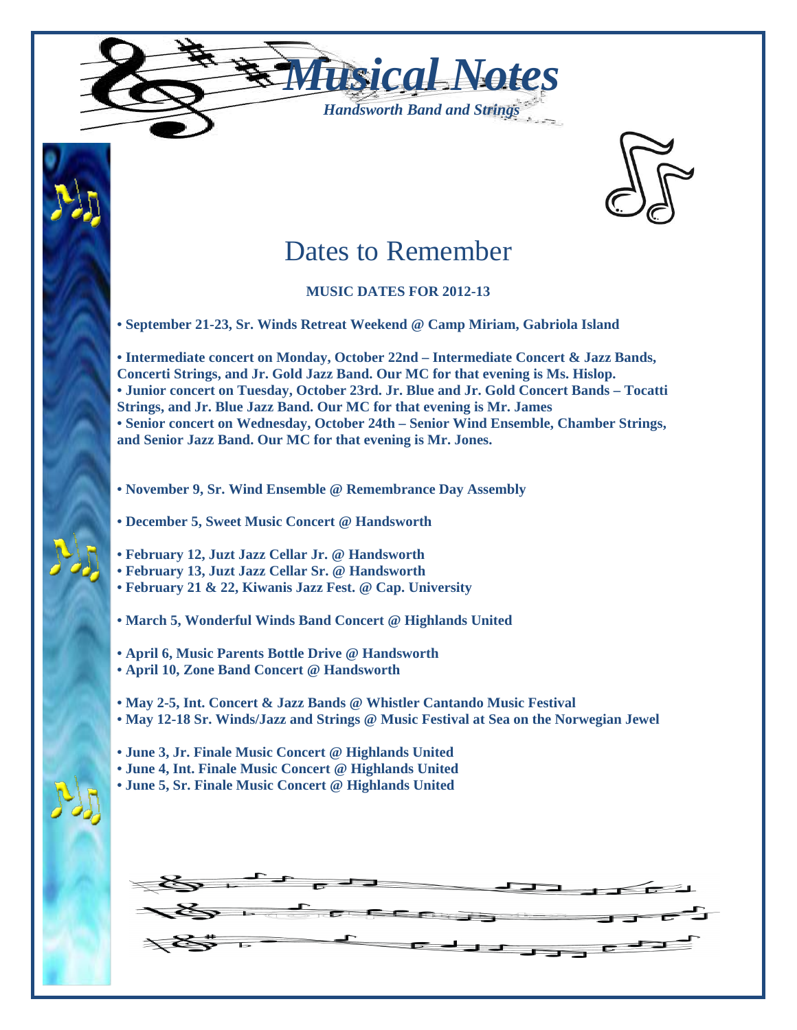# *Musical Notes*

*Handsworth Band and Strings*

## Dates to Remember

**MUSIC DATES FOR 2012-13**

**• September 21-23, Sr. Winds Retreat Weekend @ Camp Miriam, Gabriola Island**

**• Intermediate concert on Monday, October 22nd – Intermediate Concert & Jazz Bands, Concerti Strings, and Jr. Gold Jazz Band. Our MC for that evening is Ms. Hislop.**
**• Junior concert on Tuesday, October 23rd. Jr. Blue and Jr. Gold Concert Bands – Tocatti Strings, and Jr. Blue Jazz Band. Our MC for that evening is Mr. James**
**• Senior concert on Wednesday, October 24th – Senior Wind Ensemble, Chamber Strings, and Senior Jazz Band. Our MC for that evening is Mr. Jones.**

**• November 9, Sr. Wind Ensemble @ Remembrance Day Assembly**

**• December 5, Sweet Music Concert @ Handsworth**

**• February 12, Juzt Jazz Cellar Jr. @ Handsworth**
**• February 13, Juzt Jazz Cellar Sr. @ Handsworth**
**• February 21 & 22, Kiwanis Jazz Fest. @ Cap. University**

**• March 5, Wonderful Winds Band Concert @ Highlands United**

**• April 6, Music Parents Bottle Drive @ Handsworth**
**• April 10, Zone Band Concert @ Handsworth**

**• May 2-5, Int. Concert & Jazz Bands @ Whistler Cantando Music Festival**
**• May 12-18 Sr. Winds/Jazz and Strings @ Music Festival at Sea on the Norwegian Jewel**

**• June 3, Jr. Finale Music Concert @ Highlands United**
**• June 4, Int. Finale Music Concert @ Highlands United**
**• June 5, Sr. Finale Music Concert @ Highlands United**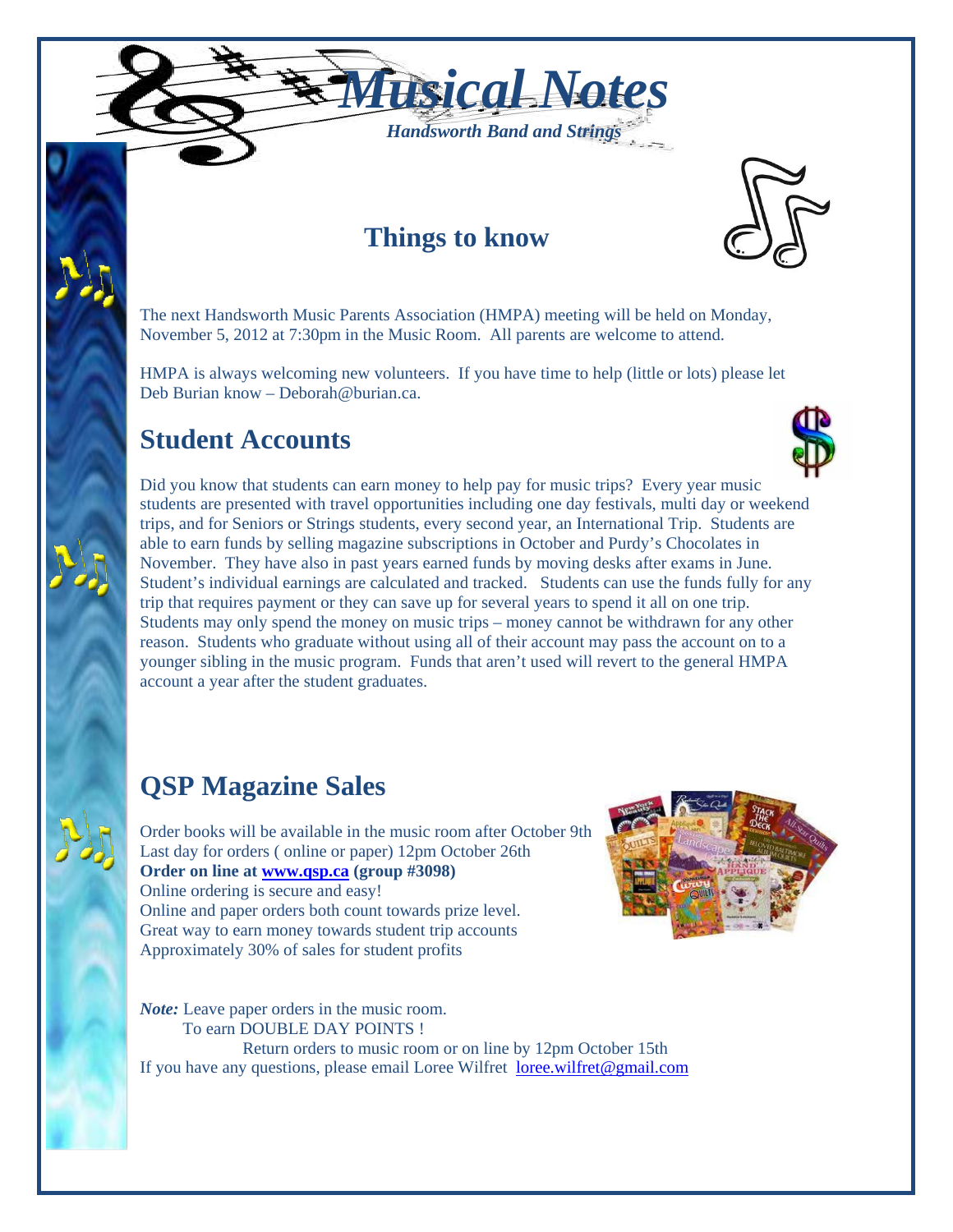# Musical Notes

*Handsworth Band and Strings*

## Things to know

The next Handsworth Music Parents Association (HMPA) meeting will be held on Monday, November 5, 2012 at 7:30pm in the Music Room. All parents are welcome to attend.

HMPA is always welcoming new volunteers. If you have time to help (little or lots) please let Deb Burian know – Deborah@burian.ca.

## Student Accounts

Did you know that students can earn money to help pay for music trips? Every year music students are presented with travel opportunities including one day festivals, multi day or weekend trips, and for Seniors or Strings students, every second year, an International Trip. Students are able to earn funds by selling magazine subscriptions in October and Purdy's Chocolates in November. They have also in past years earned funds by moving desks after exams in June. Student's individual earnings are calculated and tracked. Students can use the funds fully for any trip that requires payment or they can save up for several years to spend it all on one trip. Students may only spend the money on music trips – money cannot be withdrawn for any other reason. Students who graduate without using all of their account may pass the account on to a younger sibling in the music program. Funds that aren't used will revert to the general HMPA account a year after the student graduates.

## QSP Magazine Sales

Order books will be available in the music room after October 9th
Last day for orders ( online or paper) 12pm October 26th
**Order on line at [www.qsp.ca](http://www.qsp.ca) (group #3098)**
Online ordering is secure and easy!
Online and paper orders both count towards prize level.
Great way to earn money towards student trip accounts
Approximately 30% of sales for student profits

***Note:*** Leave paper orders in the music room.
To earn DOUBLE DAY POINTS !
Return orders to music room or on line by 12pm October 15th
If you have any questions, please email Loree Wilfret loree.wilfret@gmail.com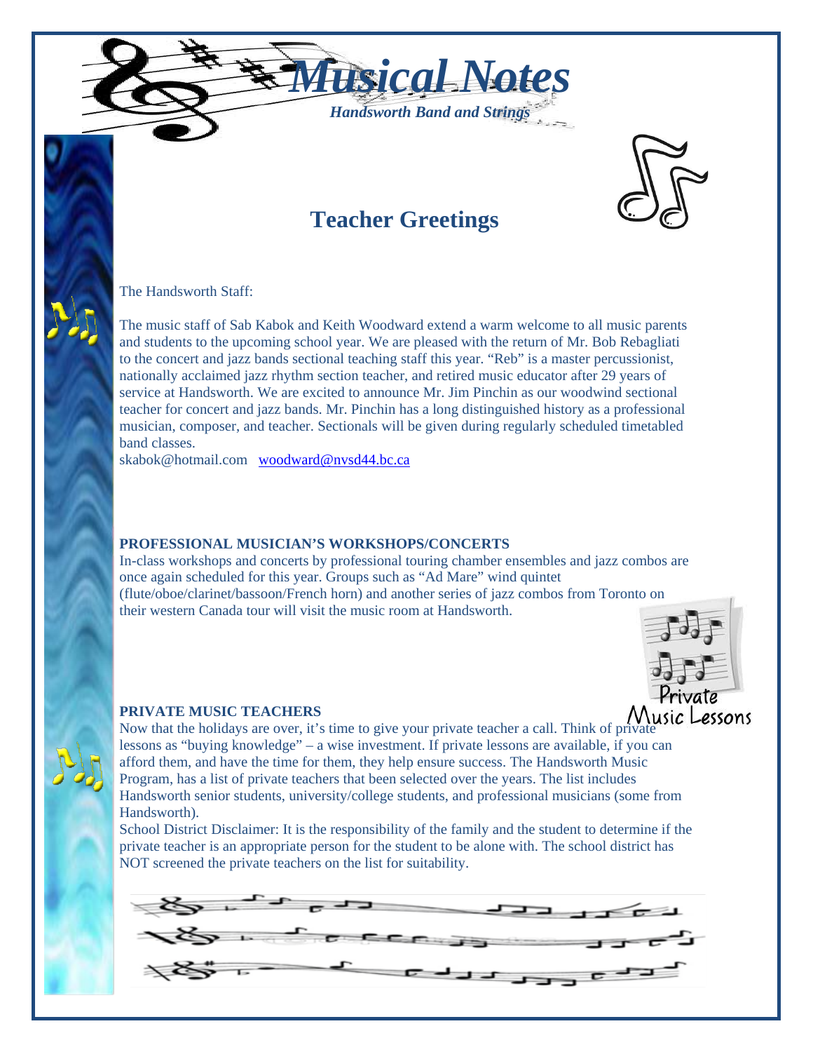# *Musical Notes*

*Handsworth Band and Strings*

## Teacher Greetings

The Handsworth Staff:

The music staff of Sab Kabok and Keith Woodward extend a warm welcome to all music parents and students to the upcoming school year. We are pleased with the return of Mr. Bob Rebagliati to the concert and jazz bands sectional teaching staff this year. "Reb" is a master percussionist, nationally acclaimed jazz rhythm section teacher, and retired music educator after 29 years of service at Handsworth. We are excited to announce Mr. Jim Pinchin as our woodwind sectional teacher for concert and jazz bands. Mr. Pinchin has a long distinguished history as a professional musician, composer, and teacher. Sectionals will be given during regularly scheduled timetabled band classes.

skabok@hotmail.com   woodward@nvsd44.bc.ca

### PROFESSIONAL MUSICIAN'S WORKSHOPS/CONCERTS

In-class workshops and concerts by professional touring chamber ensembles and jazz combos are once again scheduled for this year. Groups such as "Ad Mare" wind quintet (flute/oboe/clarinet/bassoon/French horn) and another series of jazz combos from Toronto on their western Canada tour will visit the music room at Handsworth.

Private Music Lessons

### PRIVATE MUSIC TEACHERS

Now that the holidays are over, it's time to give your private teacher a call. Think of private lessons as "buying knowledge" – a wise investment. If private lessons are available, if you can afford them, and have the time for them, they help ensure success. The Handsworth Music Program, has a list of private teachers that been selected over the years. The list includes Handsworth senior students, university/college students, and professional musicians (some from Handsworth).

School District Disclaimer: It is the responsibility of the family and the student to determine if the private teacher is an appropriate person for the student to be alone with. The school district has NOT screened the private teachers on the list for suitability.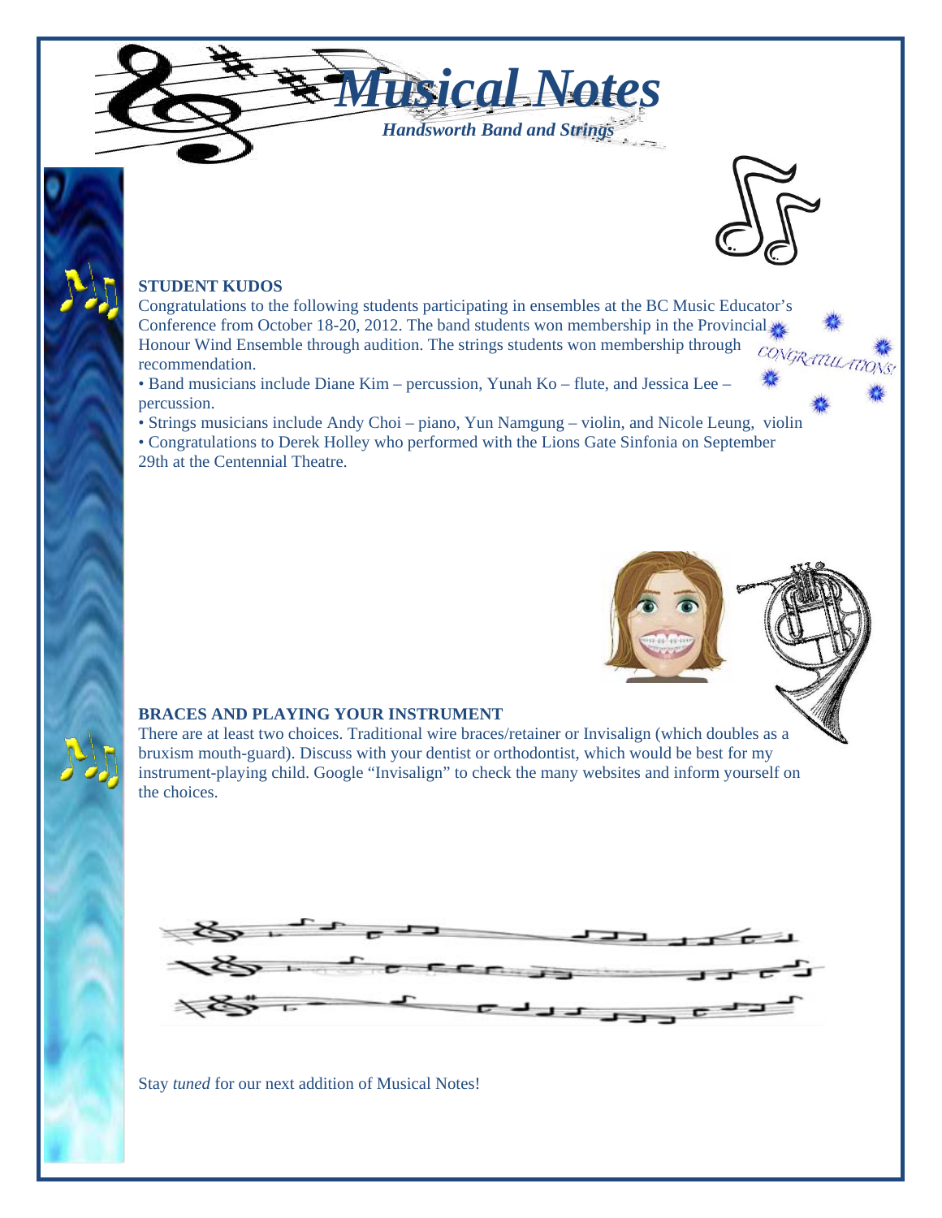# *Musical Notes*

***Handsworth Band and Strings***

## STUDENT KUDOS

Congratulations to the following students participating in ensembles at the BC Music Educator's Conference from October 18-20, 2012. The band students won membership in the Provincial Honour Wind Ensemble through audition. The strings students won membership through recommendation.

CONGRATULATIONS!

- Band musicians include Diane Kim – percussion, Yunah Ko – flute, and Jessica Lee – percussion.
- Strings musicians include Andy Choi – piano, Yun Namgung – violin, and Nicole Leung, violin
- Congratulations to Derek Holley who performed with the Lions Gate Sinfonia on September 29th at the Centennial Theatre.

## BRACES AND PLAYING YOUR INSTRUMENT

There are at least two choices. Traditional wire braces/retainer or Invisalign (which doubles as a bruxism mouth-guard). Discuss with your dentist or orthodontist, which would be best for my instrument-playing child. Google "Invisalign" to check the many websites and inform yourself on the choices.

Stay *tuned* for our next addition of Musical Notes!